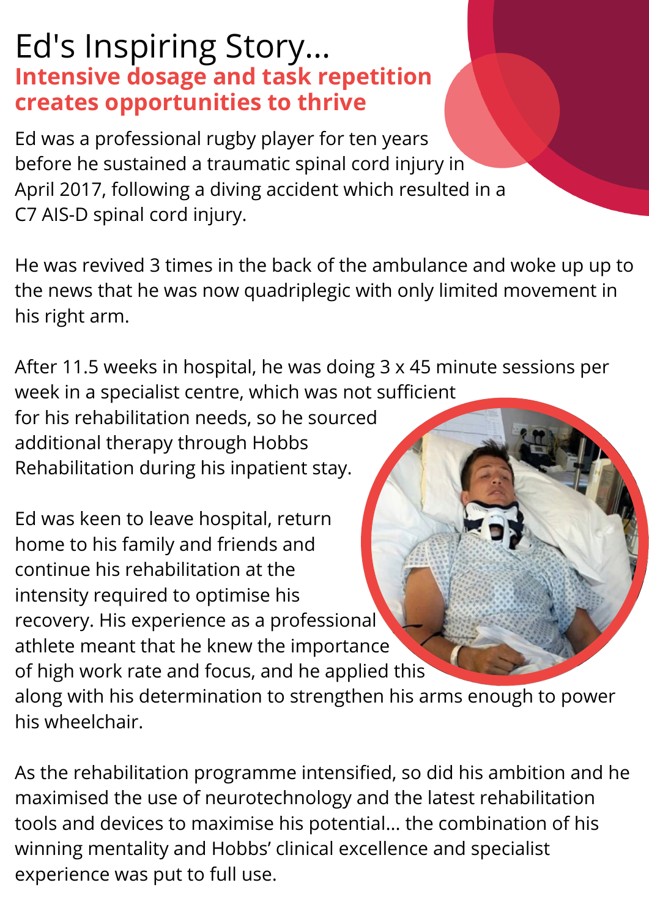# Ed's Inspiring Story...

## Intensive dosage and task repetition creates opportunities to thrive

Ed was a professional rugby player for ten years before he sustained a traumatic spinal cord injury in April 2017, following a diving accident which resulted in a C7 AIS-D spinal cord injury.

He was revived 3 times in the back of the ambulance and woke up up to the news that he was now quadriplegic with only limited movement in his right arm.

After 11.5 weeks in hospital, he was doing 3 x 45 minute sessions per week in a specialist centre, which was not sufficient for his rehabilitation needs, so he sourced additional therapy through Hobbs Rehabilitation during his inpatient stay.

Ed was keen to leave hospital, return home to his family and friends and continue his rehabilitation at the intensity required to optimise his recovery. His experience as a professional athlete meant that he knew the importance of high work rate and focus, and he applied this along with his determination to strengthen his arms enough to power his wheelchair.

As the rehabilitation programme intensified, so did his ambition and he maximised the use of neurotechnology and the latest rehabilitation tools and devices to maximise his potential... the combination of his winning mentality and Hobbs' clinical excellence and specialist experience was put to full use.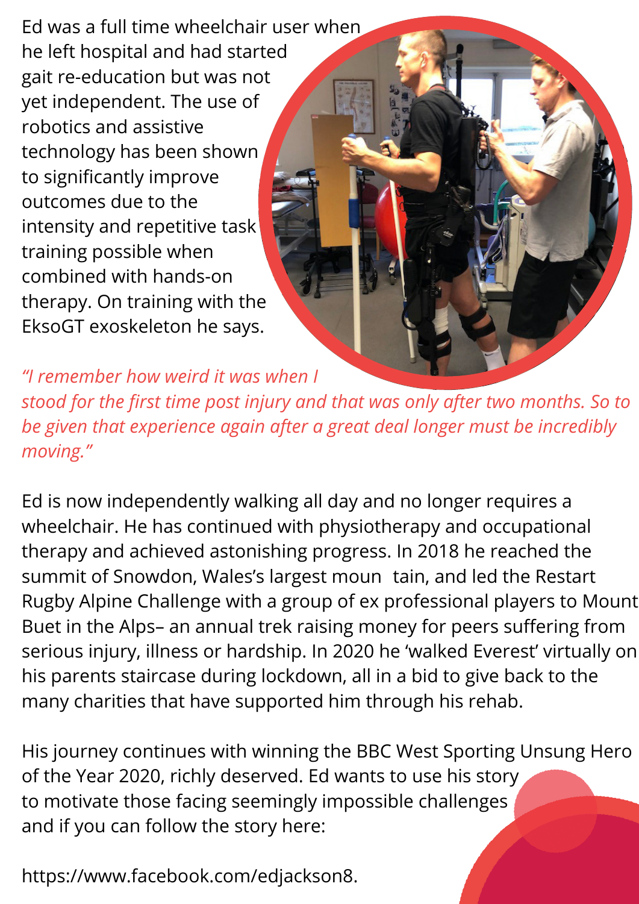Ed was a full time wheelchair user when he left hospital and had started gait re-education but was not yet independent. The use of robotics and assistive technology has been shown to significantly improve outcomes due to the intensity and repetitive task training possible when combined with hands-on therapy. On training with the EksoGT exoskeleton he says.

*"I remember how weird it was when I stood for the first time post injury and that was only after two months. So to be given that experience again after a great deal longer must be incredibly moving."*

Ed is now independently walking all day and no longer requires a wheelchair. He has continued with physiotherapy and occupational therapy and achieved astonishing progress. In 2018 he reached the summit of Snowdon, Wales's largest moun tain, and led the Restart Rugby Alpine Challenge with a group of ex professional players to Mount Buet in the Alps– an annual trek raising money for peers suffering from serious injury, illness or hardship. In 2020 he 'walked Everest' virtually on his parents staircase during lockdown, all in a bid to give back to the many charities that have supported him through his rehab.

His journey continues with winning the BBC West Sporting Unsung Hero of the Year 2020, richly deserved. Ed wants to use his story to motivate those facing seemingly impossible challenges and if you can follow the story here:

https://www.facebook.com/edjackson8.